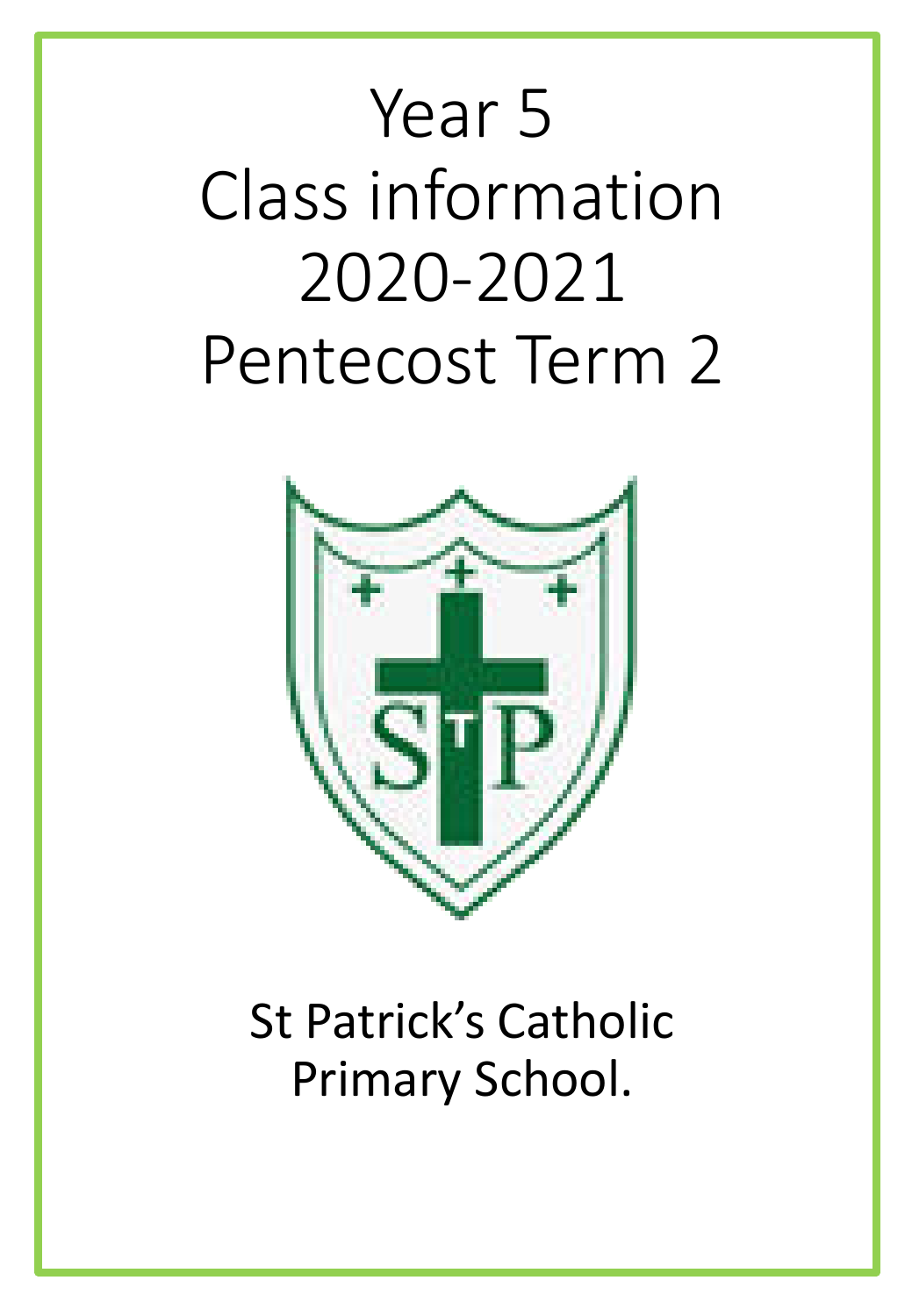# Year 5
# Class information
# 2020-2021
# Pentecost Term 2

St Patrick's Catholic Primary School.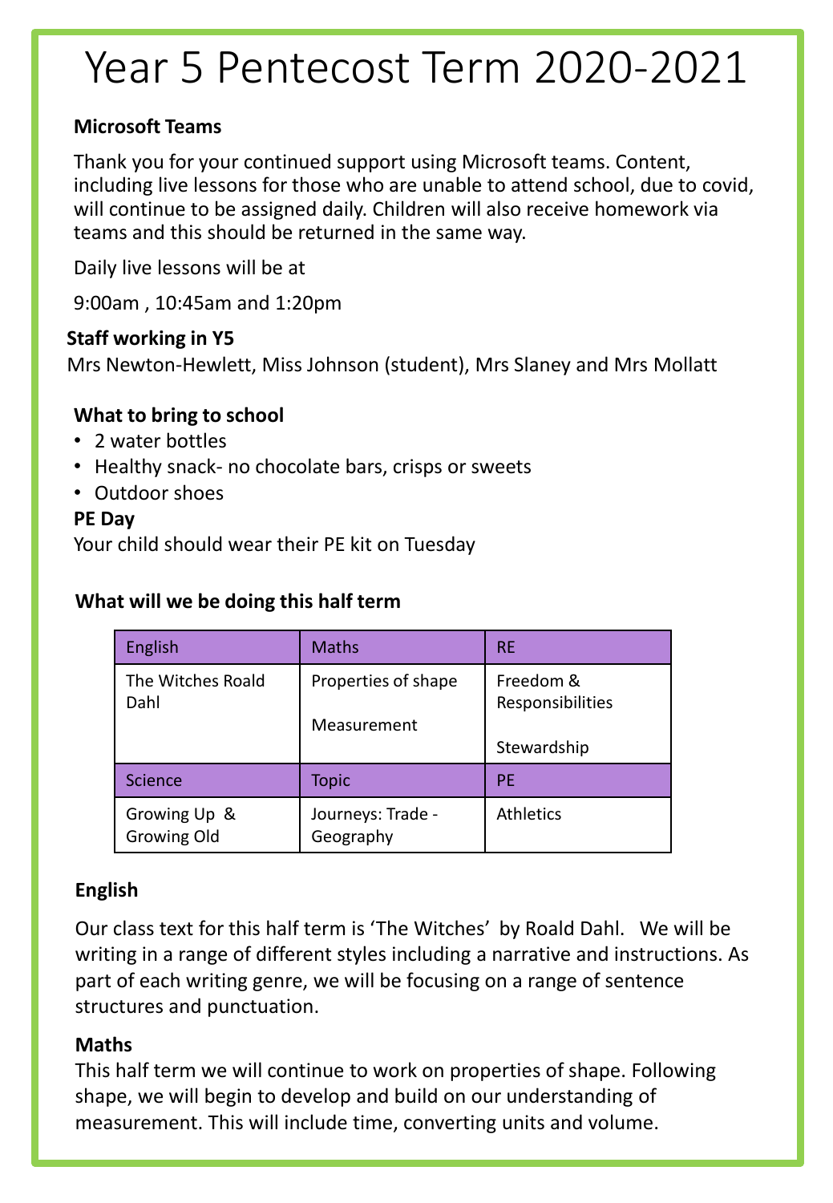# Year 5 Pentecost Term 2020-2021

**Microsoft Teams**

Thank you for your continued support using Microsoft teams. Content, including live lessons for those who are unable to attend school, due to covid, will continue to be assigned daily. Children will also receive homework via teams and this should be returned in the same way.

Daily live lessons will be at

9:00am , 10:45am and 1:20pm

**Staff working in Y5**

Mrs Newton-Hewlett, Miss Johnson (student), Mrs Slaney and Mrs Mollatt

**What to bring to school**

- 2 water bottles
- Healthy snack- no chocolate bars, crisps or sweets
- Outdoor shoes

**PE Day**

Your child should wear their PE kit on Tuesday

**What will we be doing this half term**

| English | Maths | RE |
|---|---|---|
| The Witches Roald Dahl | Properties of shape<br><br>Measurement | Freedom & Responsibilities<br><br>Stewardship |
| **Science** | **Topic** | **PE** |
| Growing Up & Growing Old | Journeys: Trade - Geography | Athletics |

**English**

Our class text for this half term is 'The Witches' by Roald Dahl. We will be writing in a range of different styles including a narrative and instructions. As part of each writing genre, we will be focusing on a range of sentence structures and punctuation.

**Maths**

This half term we will continue to work on properties of shape. Following shape, we will begin to develop and build on our understanding of measurement. This will include time, converting units and volume.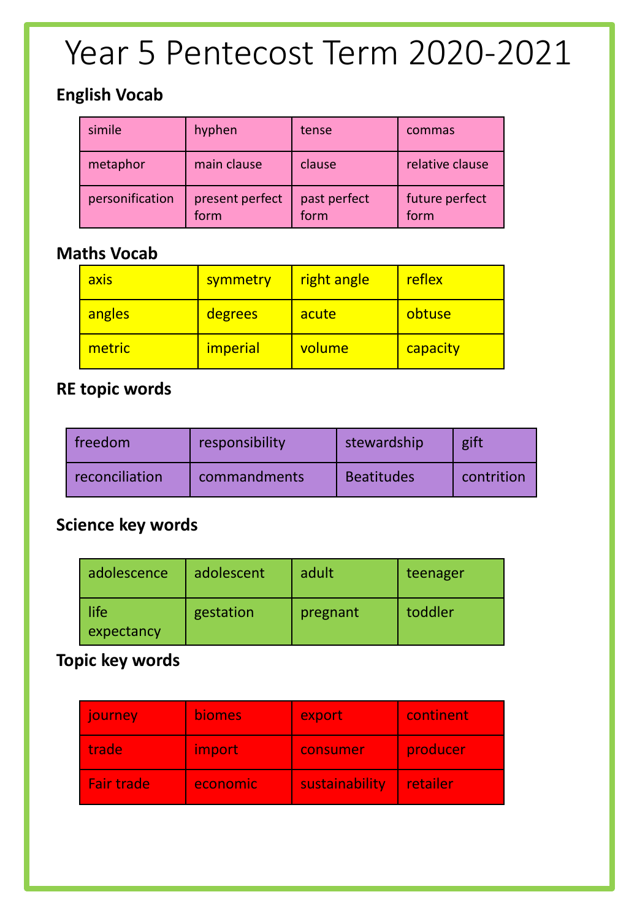# Year 5 Pentecost Term 2020-2021

## English Vocab

| simile | hyphen | tense | commas |
|---|---|---|---|
| metaphor | main clause | clause | relative clause |
| personification | present perfect form | past perfect form | future perfect form |

## Maths Vocab

| axis | symmetry | right angle | reflex |
|---|---|---|---|
| angles | degrees | acute | obtuse |
| metric | imperial | volume | capacity |

## RE topic words

| freedom | responsibility | stewardship | gift |
|---|---|---|---|
| reconciliation | commandments | Beatitudes | contrition |

## Science key words

| adolescence | adolescent | adult | teenager |
|---|---|---|---|
| life expectancy | gestation | pregnant | toddler |

## Topic key words

| journey | biomes | export | continent |
|---|---|---|---|
| trade | import | consumer | producer |
| Fair trade | economic | sustainability | retailer |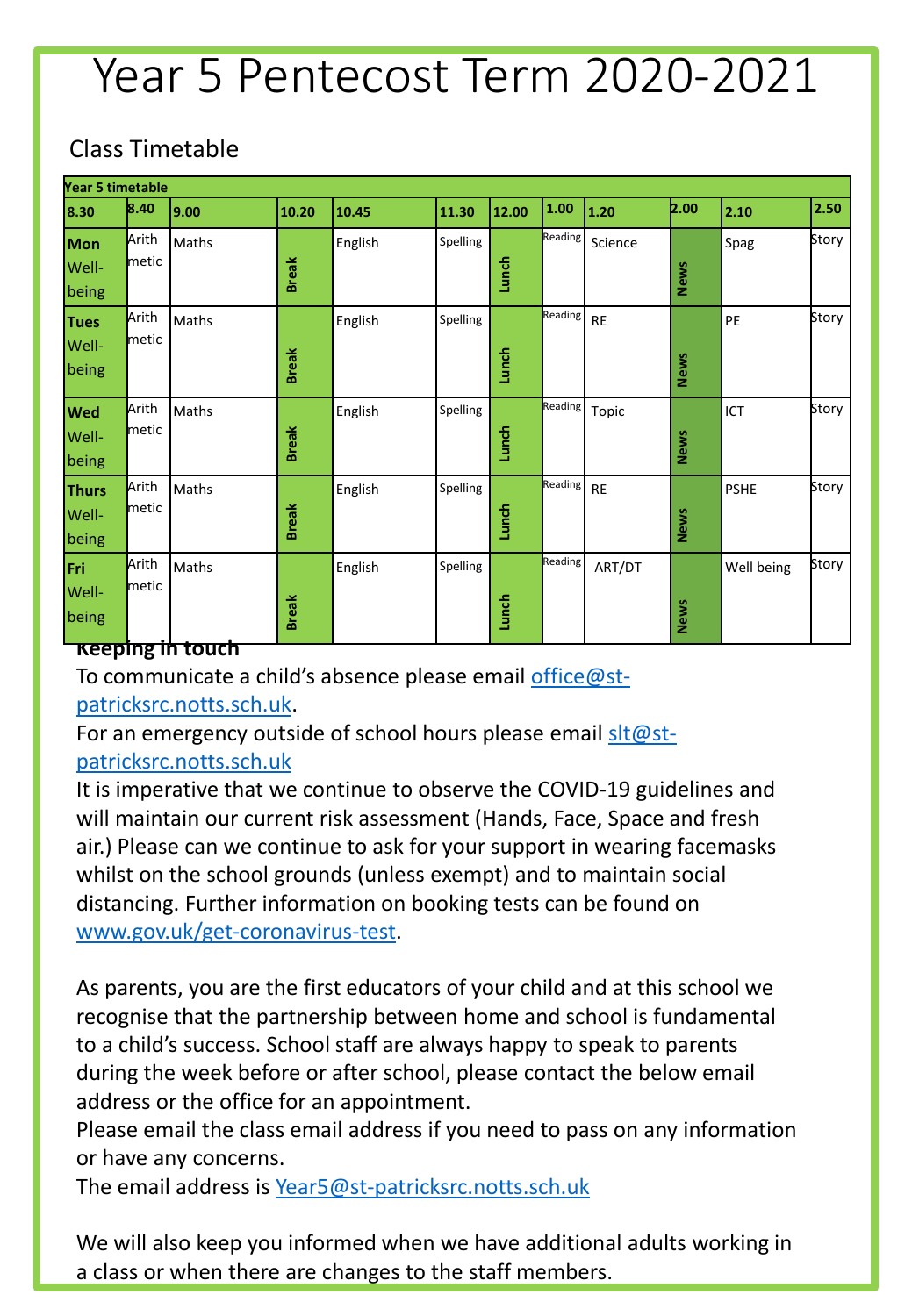# Year 5 Pentecost Term 2020-2021

## Class Timetable

| Year 5 timetable | | | | | | | | | | | |
|---|---|---|---|---|---|---|---|---|---|---|---|
| **8.30** | **8.40** | **9.00** | **10.20** | **10.45** | **11.30** | **12.00** | **1.00** | **1.20** | **2.00** | **2.10** | **2.50** |
| **Mon** Well-being | Arithmetic | Maths | **Break** | English | Spelling | **Lunch** | Reading | Science | **News** | Spag | Story |
| **Tues** Well-being | Arithmetic | Maths | **Break** | English | Spelling | **Lunch** | Reading | RE | **News** | PE | Story |
| **Wed** Well-being | Arithmetic | Maths | **Break** | English | Spelling | **Lunch** | Reading | Topic | **News** | ICT | Story |
| **Thurs** Well-being | Arithmetic | Maths | **Break** | English | Spelling | **Lunch** | Reading | RE | **News** | PSHE | Story |
| **Fri** Well-being | Arithmetic | Maths | **Break** | English | Spelling | **Lunch** | Reading | ART/DT | **News** | Well being | Story |

**Keeping in touch**

To communicate a child's absence please email office@st-patricksrc.notts.sch.uk.

For an emergency outside of school hours please email slt@st-patricksrc.notts.sch.uk

It is imperative that we continue to observe the COVID-19 guidelines and will maintain our current risk assessment (Hands, Face, Space and fresh air.) Please can we continue to ask for your support in wearing facemasks whilst on the school grounds (unless exempt) and to maintain social distancing. Further information on booking tests can be found on www.gov.uk/get-coronavirus-test.

As parents, you are the first educators of your child and at this school we recognise that the partnership between home and school is fundamental to a child's success. School staff are always happy to speak to parents during the week before or after school, please contact the below email address or the office for an appointment.

Please email the class email address if you need to pass on any information or have any concerns.

The email address is Year5@st-patricksrc.notts.sch.uk

We will also keep you informed when we have additional adults working in a class or when there are changes to the staff members.